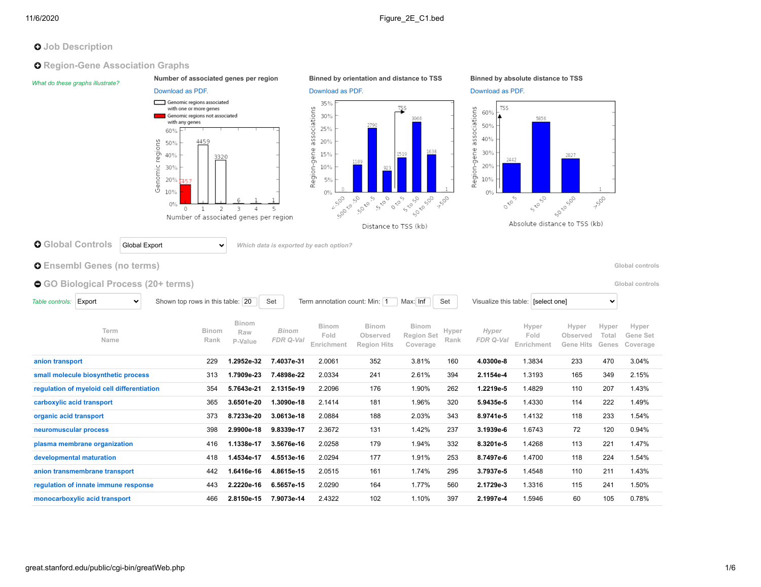## Job Description

## Region-Gene Association Graphs

*What do these graphs illustrate?*

**Number of associated genes per region**

Download as PDF.

Genomic regions associated with one or more genes

Genomic regions not associated with any genes

| Number of associated genes per region | 0 | 1 | 2 | 3 | 4 | 5 |
|---|---|---|---|---|---|---|
| Genomic regions | 1457 | 4459 | 3320 | 6 | 1 | 1 |

**Binned by orientation and distance to TSS**

Download as PDF.

| Distance to TSS (kb) | <-500 | -500 to -50 | -50 to -5 | -5 to 0 | 0 to 5 | 5 to 50 | 50 to 500 | >500 |
|---|---|---|---|---|---|---|---|---|
| Region-gene associations | 0 | 1189 | 2790 | 923 | 1519 | 3066 | 1638 | 1 |

**Binned by absolute distance to TSS**

Download as PDF.

| Absolute distance to TSS (kb) | 0 to 5 | 5 to 50 | 50 to 500 | >500 |
|---|---|---|---|---|
| Region-gene associations | 2442 | 5856 | 2827 | 1 |

## Global Controls

Global Export

*Which data is exported by each option?*

## Ensembl Genes (no terms)

Global controls

## GO Biological Process (20+ terms)

Global controls

*Table controls:* Export | Shown top rows in this table: 20 Set | Term annotation count: Min: 1 Max: Inf Set | Visualize this table: [select one]

| Term Name | Binom Rank | Binom Raw P-Value | *Binom FDR Q-Val* | Binom Fold Enrichment | Binom Observed Region Hits | Binom Region Set Coverage | Hyper Rank | *Hyper FDR Q-Val* | Hyper Fold Enrichment | Hyper Observed Gene Hits | Hyper Total Genes | Hyper Gene Set Coverage |
|---|---|---|---|---|---|---|---|---|---|---|---|---|
| anion transport | 229 | **1.2952e-32** | **7.4037e-31** | 2.0061 | 352 | 3.81% | 160 | **4.0300e-8** | 1.3834 | 233 | 470 | 3.04% |
| small molecule biosynthetic process | 313 | **1.7909e-23** | **7.4898e-22** | 2.0334 | 241 | 2.61% | 394 | **2.1154e-4** | 1.3193 | 165 | 349 | 2.15% |
| regulation of myeloid cell differentiation | 354 | **5.7643e-21** | **2.1315e-19** | 2.2096 | 176 | 1.90% | 262 | **1.2219e-5** | 1.4829 | 110 | 207 | 1.43% |
| carboxylic acid transport | 365 | **3.6501e-20** | **1.3090e-18** | 2.1414 | 181 | 1.96% | 320 | **5.9435e-5** | 1.4330 | 114 | 222 | 1.49% |
| organic acid transport | 373 | **8.7233e-20** | **3.0613e-18** | 2.0884 | 188 | 2.03% | 343 | **8.9741e-5** | 1.4132 | 118 | 233 | 1.54% |
| neuromuscular process | 398 | **2.9900e-18** | **9.8339e-17** | 2.3672 | 131 | 1.42% | 237 | **3.1939e-6** | 1.6743 | 72 | 120 | 0.94% |
| plasma membrane organization | 416 | **1.1338e-17** | **3.5676e-16** | 2.0258 | 179 | 1.94% | 332 | **8.3201e-5** | 1.4268 | 113 | 221 | 1.47% |
| developmental maturation | 418 | **1.4534e-17** | **4.5513e-16** | 2.0294 | 177 | 1.91% | 253 | **8.7497e-6** | 1.4700 | 118 | 224 | 1.54% |
| anion transmembrane transport | 442 | **1.6416e-16** | **4.8615e-15** | 2.0515 | 161 | 1.74% | 295 | **3.7937e-5** | 1.4548 | 110 | 211 | 1.43% |
| regulation of innate immune response | 443 | **2.2220e-16** | **6.5657e-15** | 2.0290 | 164 | 1.77% | 560 | **2.1729e-3** | 1.3316 | 115 | 241 | 1.50% |
| monocarboxylic acid transport | 466 | **2.8150e-15** | **7.9073e-14** | 2.4322 | 102 | 1.10% | 397 | **2.1997e-4** | 1.5946 | 60 | 105 | 0.78% |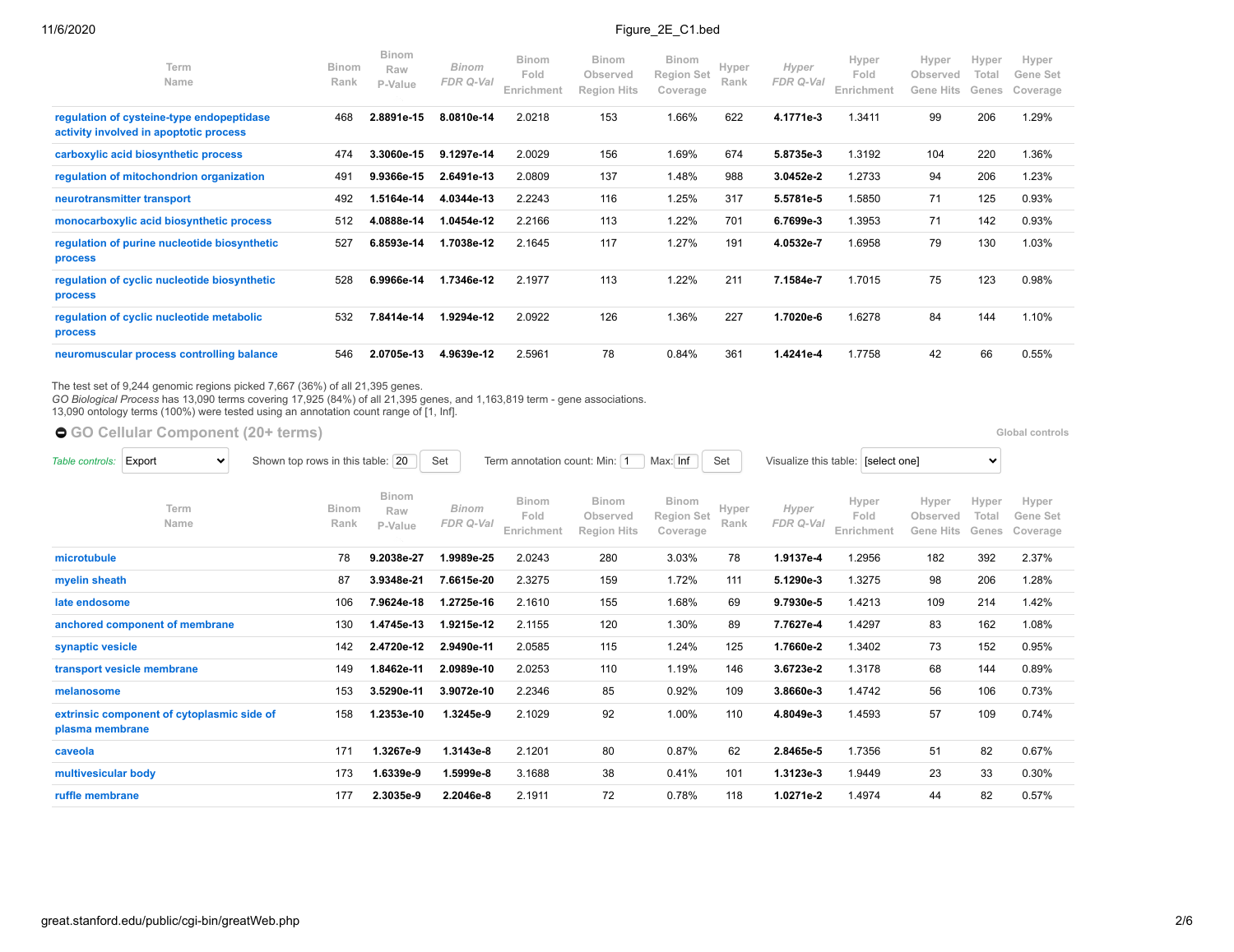| Term Name | Binom Rank | Binom Raw P-Value | *Binom FDR Q-Val* | Binom Fold Enrichment | Binom Observed Region Hits | Binom Region Set Coverage | Hyper Rank | *Hyper FDR Q-Val* | Hyper Fold Enrichment | Hyper Observed Gene Hits | Hyper Total Genes | Hyper Gene Set Coverage |
|---|---|---|---|---|---|---|---|---|---|---|---|---|
| regulation of cysteine-type endopeptidase activity involved in apoptotic process | 468 | **2.8891e-15** | **8.0810e-14** | 2.0218 | 153 | 1.66% | 622 | **4.1771e-3** | 1.3411 | 99 | 206 | 1.29% |
| carboxylic acid biosynthetic process | 474 | **3.3060e-15** | **9.1297e-14** | 2.0029 | 156 | 1.69% | 674 | **5.8735e-3** | 1.3192 | 104 | 220 | 1.36% |
| regulation of mitochondrion organization | 491 | **9.9366e-15** | **2.6491e-13** | 2.0809 | 137 | 1.48% | 988 | **3.0452e-2** | 1.2733 | 94 | 206 | 1.23% |
| neurotransmitter transport | 492 | **1.5164e-14** | **4.0344e-13** | 2.2243 | 116 | 1.25% | 317 | **5.5781e-5** | 1.5850 | 71 | 125 | 0.93% |
| monocarboxylic acid biosynthetic process | 512 | **4.0888e-14** | **1.0454e-12** | 2.2166 | 113 | 1.22% | 701 | **6.7699e-3** | 1.3953 | 71 | 142 | 0.93% |
| regulation of purine nucleotide biosynthetic process | 527 | **6.8593e-14** | **1.7038e-12** | 2.1645 | 117 | 1.27% | 191 | **4.0532e-7** | 1.6958 | 79 | 130 | 1.03% |
| regulation of cyclic nucleotide biosynthetic process | 528 | **6.9966e-14** | **1.7346e-12** | 2.1977 | 113 | 1.22% | 211 | **7.1584e-7** | 1.7015 | 75 | 123 | 0.98% |
| regulation of cyclic nucleotide metabolic process | 532 | **7.8414e-14** | **1.9294e-12** | 2.0922 | 126 | 1.36% | 227 | **1.7020e-6** | 1.6278 | 84 | 144 | 1.10% |
| neuromuscular process controlling balance | 546 | **2.0705e-13** | **4.9639e-12** | 2.5961 | 78 | 0.84% | 361 | **1.4241e-4** | 1.7758 | 42 | 66 | 0.55% |

The test set of 9,244 genomic regions picked 7,667 (36%) of all 21,395 genes.
*GO Biological Process* has 13,090 terms covering 17,925 (84%) of all 21,395 genes, and 1,163,819 term - gene associations.
13,090 ontology terms (100%) were tested using an annotation count range of [1, Inf].

## GO Cellular Component (20+ terms)

Global controls

*Table controls:* Export | Shown top rows in this table: 20 Set | Term annotation count: Min: 1 Max: Inf Set | Visualize this table: [select one]

| Term Name | Binom Rank | Binom Raw P-Value | *Binom FDR Q-Val* | Binom Fold Enrichment | Binom Observed Region Hits | Binom Region Set Coverage | Hyper Rank | *Hyper FDR Q-Val* | Hyper Fold Enrichment | Hyper Observed Gene Hits | Hyper Total Genes | Hyper Gene Set Coverage |
|---|---|---|---|---|---|---|---|---|---|---|---|---|
| microtubule | 78 | **9.2038e-27** | **1.9989e-25** | 2.0243 | 280 | 3.03% | 78 | **1.9137e-4** | 1.2956 | 182 | 392 | 2.37% |
| myelin sheath | 87 | **3.9348e-21** | **7.6615e-20** | 2.3275 | 159 | 1.72% | 111 | **5.1290e-3** | 1.3275 | 98 | 206 | 1.28% |
| late endosome | 106 | **7.9624e-18** | **1.2725e-16** | 2.1610 | 155 | 1.68% | 69 | **9.7930e-5** | 1.4213 | 109 | 214 | 1.42% |
| anchored component of membrane | 130 | **1.4745e-13** | **1.9215e-12** | 2.1155 | 120 | 1.30% | 89 | **7.7627e-4** | 1.4297 | 83 | 162 | 1.08% |
| synaptic vesicle | 142 | **2.4720e-12** | **2.9490e-11** | 2.0585 | 115 | 1.24% | 125 | **1.7660e-2** | 1.3402 | 73 | 152 | 0.95% |
| transport vesicle membrane | 149 | **1.8462e-11** | **2.0989e-10** | 2.0253 | 110 | 1.19% | 146 | **3.6723e-2** | 1.3178 | 68 | 144 | 0.89% |
| melanosome | 153 | **3.5290e-11** | **3.9072e-10** | 2.2346 | 85 | 0.92% | 109 | **3.8660e-3** | 1.4742 | 56 | 106 | 0.73% |
| extrinsic component of cytoplasmic side of plasma membrane | 158 | **1.2353e-10** | **1.3245e-9** | 2.1029 | 92 | 1.00% | 110 | **4.8049e-3** | 1.4593 | 57 | 109 | 0.74% |
| caveola | 171 | **1.3267e-9** | **1.3143e-8** | 2.1201 | 80 | 0.87% | 62 | **2.8465e-5** | 1.7356 | 51 | 82 | 0.67% |
| multivesicular body | 173 | **1.6339e-9** | **1.5999e-8** | 3.1688 | 38 | 0.41% | 101 | **1.3123e-3** | 1.9449 | 23 | 33 | 0.30% |
| ruffle membrane | 177 | **2.3035e-9** | **2.2046e-8** | 2.1911 | 72 | 0.78% | 118 | **1.0271e-2** | 1.4974 | 44 | 82 | 0.57% |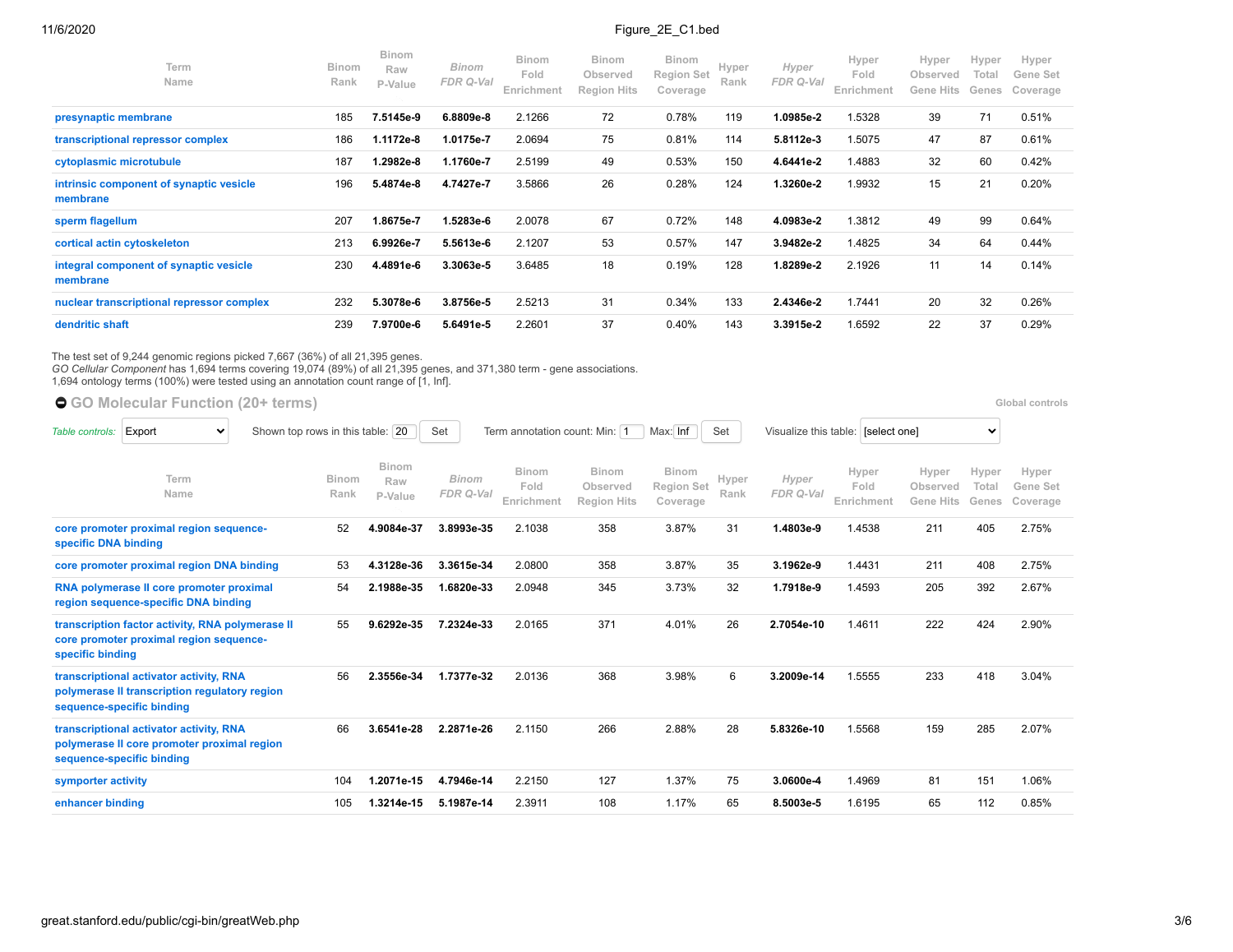| Term Name | Binom Rank | Binom Raw P-Value | *Binom FDR Q-Val* | Binom Fold Enrichment | Binom Observed Region Hits | Binom Region Set Coverage | Hyper Rank | *Hyper FDR Q-Val* | Hyper Fold Enrichment | Hyper Observed Gene Hits | Hyper Total Genes | Hyper Gene Set Coverage |
|---|---|---|---|---|---|---|---|---|---|---|---|---|
| presynaptic membrane | 185 | **7.5145e-9** | **6.8809e-8** | 2.1266 | 72 | 0.78% | 119 | **1.0985e-2** | 1.5328 | 39 | 71 | 0.51% |
| transcriptional repressor complex | 186 | **1.1172e-8** | **1.0175e-7** | 2.0694 | 75 | 0.81% | 114 | **5.8112e-3** | 1.5075 | 47 | 87 | 0.61% |
| cytoplasmic microtubule | 187 | **1.2982e-8** | **1.1760e-7** | 2.5199 | 49 | 0.53% | 150 | **4.6441e-2** | 1.4883 | 32 | 60 | 0.42% |
| intrinsic component of synaptic vesicle membrane | 196 | **5.4874e-8** | **4.7427e-7** | 3.5866 | 26 | 0.28% | 124 | **1.3260e-2** | 1.9932 | 15 | 21 | 0.20% |
| sperm flagellum | 207 | **1.8675e-7** | **1.5283e-6** | 2.0078 | 67 | 0.72% | 148 | **4.0983e-2** | 1.3812 | 49 | 99 | 0.64% |
| cortical actin cytoskeleton | 213 | **6.9926e-7** | **5.5613e-6** | 2.1207 | 53 | 0.57% | 147 | **3.9482e-2** | 1.4825 | 34 | 64 | 0.44% |
| integral component of synaptic vesicle membrane | 230 | **4.4891e-6** | **3.3063e-5** | 3.6485 | 18 | 0.19% | 128 | **1.8289e-2** | 2.1926 | 11 | 14 | 0.14% |
| nuclear transcriptional repressor complex | 232 | **5.3078e-6** | **3.8756e-5** | 2.5213 | 31 | 0.34% | 133 | **2.4346e-2** | 1.7441 | 20 | 32 | 0.26% |
| dendritic shaft | 239 | **7.9700e-6** | **5.6491e-5** | 2.2601 | 37 | 0.40% | 143 | **3.3915e-2** | 1.6592 | 22 | 37 | 0.29% |

The test set of 9,244 genomic regions picked 7,667 (36%) of all 21,395 genes.
*GO Cellular Component* has 1,694 terms covering 19,074 (89%) of all 21,395 genes, and 371,380 term - gene associations.
1,694 ontology terms (100%) were tested using an annotation count range of [1, Inf].

## GO Molecular Function (20+ terms)

Global controls

*Table controls:* Export | Shown top rows in this table: 20 Set | Term annotation count: Min: 1 Max: Inf Set | Visualize this table: [select one]

| Term Name | Binom Rank | Binom Raw P-Value | *Binom FDR Q-Val* | Binom Fold Enrichment | Binom Observed Region Hits | Binom Region Set Coverage | Hyper Rank | *Hyper FDR Q-Val* | Hyper Fold Enrichment | Hyper Observed Gene Hits | Hyper Total Genes | Hyper Gene Set Coverage |
|---|---|---|---|---|---|---|---|---|---|---|---|---|
| core promoter proximal region sequence-specific DNA binding | 52 | **4.9084e-37** | **3.8993e-35** | 2.1038 | 358 | 3.87% | 31 | **1.4803e-9** | 1.4538 | 211 | 405 | 2.75% |
| core promoter proximal region DNA binding | 53 | **4.3128e-36** | **3.3615e-34** | 2.0800 | 358 | 3.87% | 35 | **3.1962e-9** | 1.4431 | 211 | 408 | 2.75% |
| RNA polymerase II core promoter proximal region sequence-specific DNA binding | 54 | **2.1988e-35** | **1.6820e-33** | 2.0948 | 345 | 3.73% | 32 | **1.7918e-9** | 1.4593 | 205 | 392 | 2.67% |
| transcription factor activity, RNA polymerase II core promoter proximal region sequence-specific binding | 55 | **9.6292e-35** | **7.2324e-33** | 2.0165 | 371 | 4.01% | 26 | **2.7054e-10** | 1.4611 | 222 | 424 | 2.90% |
| transcriptional activator activity, RNA polymerase II transcription regulatory region sequence-specific binding | 56 | **2.3556e-34** | **1.7377e-32** | 2.0136 | 368 | 3.98% | 6 | **3.2009e-14** | 1.5555 | 233 | 418 | 3.04% |
| transcriptional activator activity, RNA polymerase II core promoter proximal region sequence-specific binding | 66 | **3.6541e-28** | **2.2871e-26** | 2.1150 | 266 | 2.88% | 28 | **5.8326e-10** | 1.5568 | 159 | 285 | 2.07% |
| symporter activity | 104 | **1.2071e-15** | **4.7946e-14** | 2.2150 | 127 | 1.37% | 75 | **3.0600e-4** | 1.4969 | 81 | 151 | 1.06% |
| enhancer binding | 105 | **1.3214e-15** | **5.1987e-14** | 2.3911 | 108 | 1.17% | 65 | **8.5003e-5** | 1.6195 | 65 | 112 | 0.85% |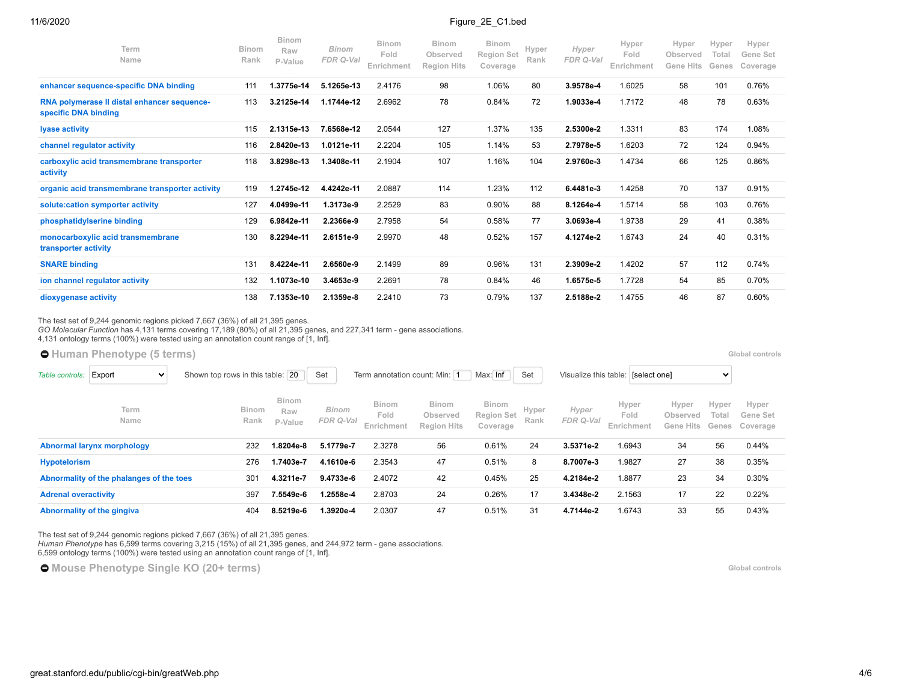| Term Name | Binom Rank | Binom Raw P-Value | *Binom FDR Q-Val* | Binom Fold Enrichment | Binom Observed Region Hits | Binom Region Set Coverage | Hyper Rank | *Hyper FDR Q-Val* | Hyper Fold Enrichment | Hyper Observed Gene Hits | Hyper Total Genes | Hyper Gene Set Coverage |
|---|---|---|---|---|---|---|---|---|---|---|---|---|
| enhancer sequence-specific DNA binding | 111 | **1.3775e-14** | **5.1265e-13** | 2.4176 | 98 | 1.06% | 80 | **3.9578e-4** | 1.6025 | 58 | 101 | 0.76% |
| RNA polymerase II distal enhancer sequence-specific DNA binding | 113 | **3.2125e-14** | **1.1744e-12** | 2.6962 | 78 | 0.84% | 72 | **1.9033e-4** | 1.7172 | 48 | 78 | 0.63% |
| lyase activity | 115 | **2.1315e-13** | **7.6568e-12** | 2.0544 | 127 | 1.37% | 135 | **2.5300e-2** | 1.3311 | 83 | 174 | 1.08% |
| channel regulator activity | 116 | **2.8420e-13** | **1.0121e-11** | 2.2204 | 105 | 1.14% | 53 | **2.7978e-5** | 1.6203 | 72 | 124 | 0.94% |
| carboxylic acid transmembrane transporter activity | 118 | **3.8298e-13** | **1.3408e-11** | 2.1904 | 107 | 1.16% | 104 | **2.9760e-3** | 1.4734 | 66 | 125 | 0.86% |
| organic acid transmembrane transporter activity | 119 | **1.2745e-12** | **4.4242e-11** | 2.0887 | 114 | 1.23% | 112 | **6.4481e-3** | 1.4258 | 70 | 137 | 0.91% |
| solute:cation symporter activity | 127 | **4.0499e-11** | **1.3173e-9** | 2.2529 | 83 | 0.90% | 88 | **8.1264e-4** | 1.5714 | 58 | 103 | 0.76% |
| phosphatidylserine binding | 129 | **6.9842e-11** | **2.2366e-9** | 2.7958 | 54 | 0.58% | 77 | **3.0693e-4** | 1.9738 | 29 | 41 | 0.38% |
| monocarboxylic acid transmembrane transporter activity | 130 | **8.2294e-11** | **2.6151e-9** | 2.9970 | 48 | 0.52% | 157 | **4.1274e-2** | 1.6743 | 24 | 40 | 0.31% |
| SNARE binding | 131 | **8.4224e-11** | **2.6560e-9** | 2.1499 | 89 | 0.96% | 131 | **2.3909e-2** | 1.4202 | 57 | 112 | 0.74% |
| ion channel regulator activity | 132 | **1.1073e-10** | **3.4653e-9** | 2.2691 | 78 | 0.84% | 46 | **1.6575e-5** | 1.7728 | 54 | 85 | 0.70% |
| dioxygenase activity | 138 | **7.1353e-10** | **2.1359e-8** | 2.2410 | 73 | 0.79% | 137 | **2.5188e-2** | 1.4755 | 46 | 87 | 0.60% |

The test set of 9,244 genomic regions picked 7,667 (36%) of all 21,395 genes.
*GO Molecular Function* has 4,131 terms covering 17,189 (80%) of all 21,395 genes, and 227,341 term - gene associations.
4,131 ontology terms (100%) were tested using an annotation count range of [1, Inf].

## Human Phenotype (5 terms)

Global controls

*Table controls:* Export | Shown top rows in this table: 20 Set | Term annotation count: Min: 1 Max: Inf Set | Visualize this table: [select one]

| Term Name | Binom Rank | Binom Raw P-Value | *Binom FDR Q-Val* | Binom Fold Enrichment | Binom Observed Region Hits | Binom Region Set Coverage | Hyper Rank | *Hyper FDR Q-Val* | Hyper Fold Enrichment | Hyper Observed Gene Hits | Hyper Total Genes | Hyper Gene Set Coverage |
|---|---|---|---|---|---|---|---|---|---|---|---|---|
| Abnormal larynx morphology | 232 | **1.8204e-8** | **5.1779e-7** | 2.3278 | 56 | 0.61% | 24 | **3.5371e-2** | 1.6943 | 34 | 56 | 0.44% |
| Hypotelorism | 276 | **1.7403e-7** | **4.1610e-6** | 2.3543 | 47 | 0.51% | 8 | **8.7007e-3** | 1.9827 | 27 | 38 | 0.35% |
| Abnormality of the phalanges of the toes | 301 | **4.3211e-7** | **9.4733e-6** | 2.4072 | 42 | 0.45% | 25 | **4.2184e-2** | 1.8877 | 23 | 34 | 0.30% |
| Adrenal overactivity | 397 | **7.5549e-6** | **1.2558e-4** | 2.8703 | 24 | 0.26% | 17 | **3.4348e-2** | 2.1563 | 17 | 22 | 0.22% |
| Abnormality of the gingiva | 404 | **8.5219e-6** | **1.3920e-4** | 2.0307 | 47 | 0.51% | 31 | **4.7144e-2** | 1.6743 | 33 | 55 | 0.43% |

The test set of 9,244 genomic regions picked 7,667 (36%) of all 21,395 genes.
*Human Phenotype* has 6,599 terms covering 3,215 (15%) of all 21,395 genes, and 244,972 term - gene associations.
6,599 ontology terms (100%) were tested using an annotation count range of [1, Inf].

## Mouse Phenotype Single KO (20+ terms)

Global controls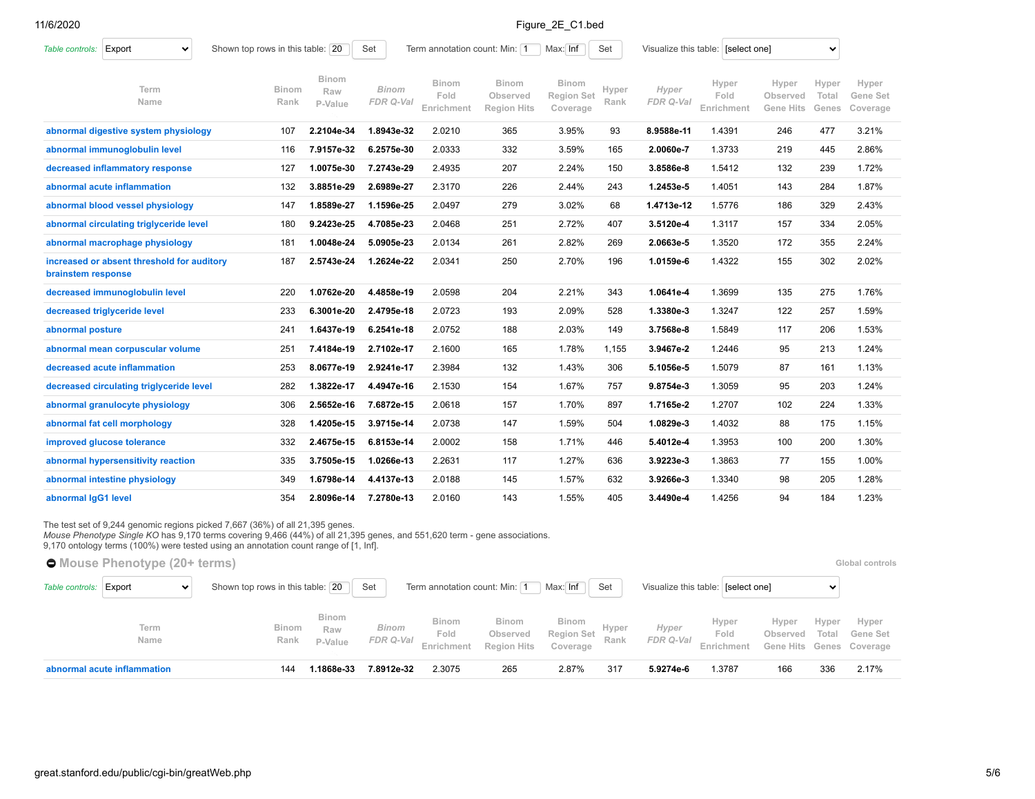Table controls: Export | Shown top rows in this table: 20 Set | Term annotation count: Min: 1 Max: Inf Set | Visualize this table: [select one]

| Term Name | Binom Rank | Binom Raw P-Value | *Binom FDR Q-Val* | Binom Fold Enrichment | Binom Observed Region Hits | Binom Region Set Coverage | Hyper Rank | *Hyper FDR Q-Val* | Hyper Fold Enrichment | Hyper Observed Gene Hits | Hyper Total Genes | Hyper Gene Set Coverage |
|---|---|---|---|---|---|---|---|---|---|---|---|---|
| abnormal digestive system physiology | 107 | **2.2104e-34** | **1.8943e-32** | 2.0210 | 365 | 3.95% | 93 | **8.9588e-11** | 1.4391 | 246 | 477 | 3.21% |
| abnormal immunoglobulin level | 116 | **7.9157e-32** | **6.2575e-30** | 2.0333 | 332 | 3.59% | 165 | **2.0060e-7** | 1.3733 | 219 | 445 | 2.86% |
| decreased inflammatory response | 127 | **1.0075e-30** | **7.2743e-29** | 2.4935 | 207 | 2.24% | 150 | **3.8586e-8** | 1.5412 | 132 | 239 | 1.72% |
| abnormal acute inflammation | 132 | **3.8851e-29** | **2.6989e-27** | 2.3170 | 226 | 2.44% | 243 | **1.2453e-5** | 1.4051 | 143 | 284 | 1.87% |
| abnormal blood vessel physiology | 147 | **1.8589e-27** | **1.1596e-25** | 2.0497 | 279 | 3.02% | 68 | **1.4713e-12** | 1.5776 | 186 | 329 | 2.43% |
| abnormal circulating triglyceride level | 180 | **9.2423e-25** | **4.7085e-23** | 2.0468 | 251 | 2.72% | 407 | **3.5120e-4** | 1.3117 | 157 | 334 | 2.05% |
| abnormal macrophage physiology | 181 | **1.0048e-24** | **5.0905e-23** | 2.0134 | 261 | 2.82% | 269 | **2.0663e-5** | 1.3520 | 172 | 355 | 2.24% |
| increased or absent threshold for auditory brainstem response | 187 | **2.5743e-24** | **1.2624e-22** | 2.0341 | 250 | 2.70% | 196 | **1.0159e-6** | 1.4322 | 155 | 302 | 2.02% |
| decreased immunoglobulin level | 220 | **1.0762e-20** | **4.4858e-19** | 2.0598 | 204 | 2.21% | 343 | **1.0641e-4** | 1.3699 | 135 | 275 | 1.76% |
| decreased triglyceride level | 233 | **6.3001e-20** | **2.4795e-18** | 2.0723 | 193 | 2.09% | 528 | **1.3380e-3** | 1.3247 | 122 | 257 | 1.59% |
| abnormal posture | 241 | **1.6437e-19** | **6.2541e-18** | 2.0752 | 188 | 2.03% | 149 | **3.7568e-8** | 1.5849 | 117 | 206 | 1.53% |
| abnormal mean corpuscular volume | 251 | **7.4184e-19** | **2.7102e-17** | 2.1600 | 165 | 1.78% | 1,155 | **3.9467e-2** | 1.2446 | 95 | 213 | 1.24% |
| decreased acute inflammation | 253 | **8.0677e-19** | **2.9241e-17** | 2.3984 | 132 | 1.43% | 306 | **5.1056e-5** | 1.5079 | 87 | 161 | 1.13% |
| decreased circulating triglyceride level | 282 | **1.3822e-17** | **4.4947e-16** | 2.1530 | 154 | 1.67% | 757 | **9.8754e-3** | 1.3059 | 95 | 203 | 1.24% |
| abnormal granulocyte physiology | 306 | **2.5652e-16** | **7.6872e-15** | 2.0618 | 157 | 1.70% | 897 | **1.7165e-2** | 1.2707 | 102 | 224 | 1.33% |
| abnormal fat cell morphology | 328 | **1.4205e-15** | **3.9715e-14** | 2.0738 | 147 | 1.59% | 504 | **1.0829e-3** | 1.4032 | 88 | 175 | 1.15% |
| improved glucose tolerance | 332 | **2.4675e-15** | **6.8153e-14** | 2.0002 | 158 | 1.71% | 446 | **5.4012e-4** | 1.3953 | 100 | 200 | 1.30% |
| abnormal hypersensitivity reaction | 335 | **3.7505e-15** | **1.0266e-13** | 2.2631 | 117 | 1.27% | 636 | **3.9223e-3** | 1.3863 | 77 | 155 | 1.00% |
| abnormal intestine physiology | 349 | **1.6798e-14** | **4.4137e-13** | 2.0188 | 145 | 1.57% | 632 | **3.9266e-3** | 1.3340 | 98 | 205 | 1.28% |
| abnormal IgG1 level | 354 | **2.8096e-14** | **7.2780e-13** | 2.0160 | 143 | 1.55% | 405 | **3.4490e-4** | 1.4256 | 94 | 184 | 1.23% |

The test set of 9,244 genomic regions picked 7,667 (36%) of all 21,395 genes.
*Mouse Phenotype Single KO* has 9,170 terms covering 9,466 (44%) of all 21,395 genes, and 551,620 term - gene associations.
9,170 ontology terms (100%) were tested using an annotation count range of [1, Inf].

## Mouse Phenotype (20+ terms)

Global controls

Table controls: Export | Shown top rows in this table: 20 Set | Term annotation count: Min: 1 Max: Inf Set | Visualize this table: [select one]

| Term Name | Binom Rank | Binom Raw P-Value | *Binom FDR Q-Val* | Binom Fold Enrichment | Binom Observed Region Hits | Binom Region Set Coverage | Hyper Rank | *Hyper FDR Q-Val* | Hyper Fold Enrichment | Hyper Observed Gene Hits | Hyper Total Genes | Hyper Gene Set Coverage |
|---|---|---|---|---|---|---|---|---|---|---|---|---|
| abnormal acute inflammation | 144 | **1.1868e-33** | **7.8912e-32** | 2.3075 | 265 | 2.87% | 317 | **5.9274e-6** | 1.3787 | 166 | 336 | 2.17% |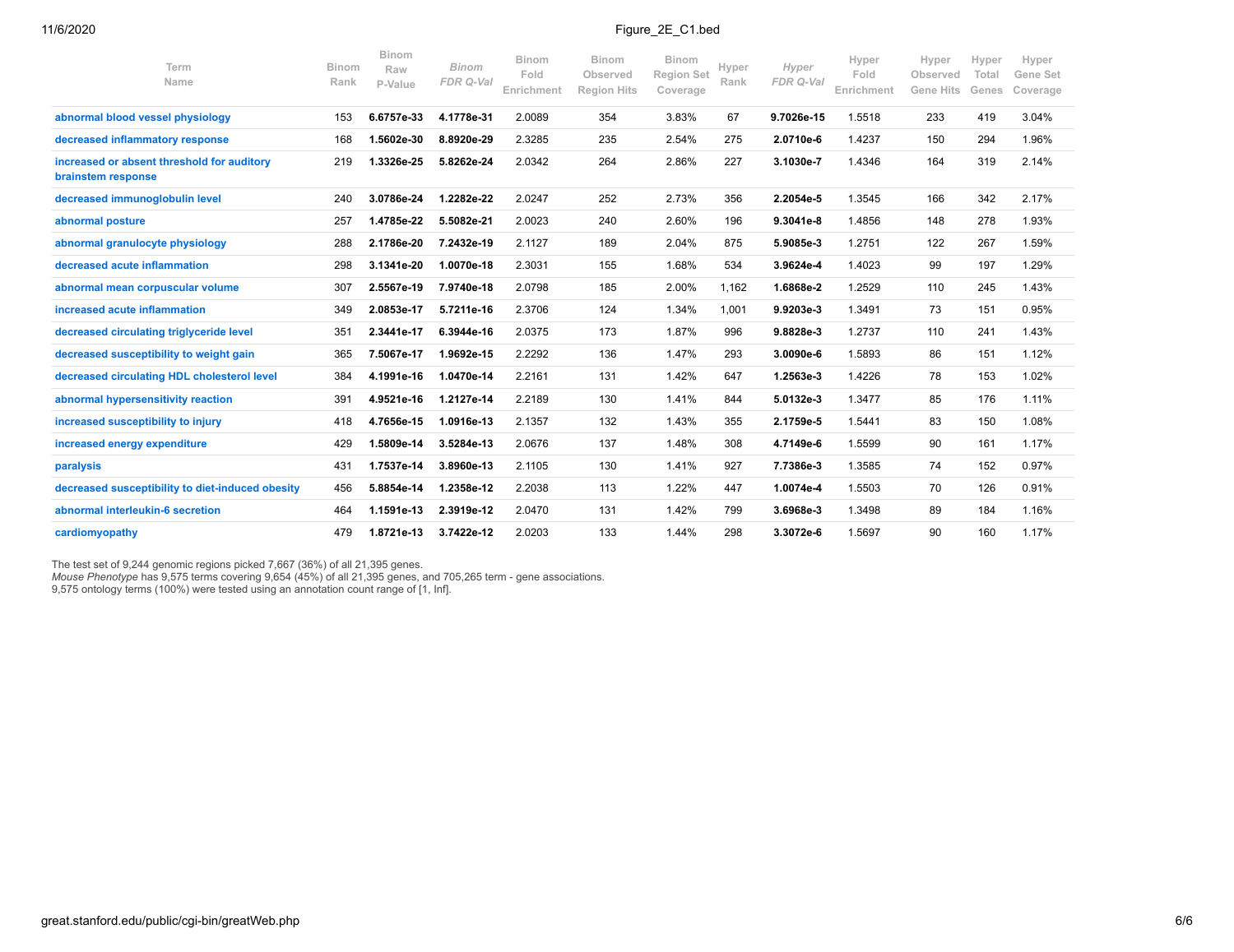| Term Name | Binom Rank | Binom Raw P-Value | *Binom FDR Q-Val* | Binom Fold Enrichment | Binom Observed Region Hits | Binom Region Set Coverage | Hyper Rank | *Hyper FDR Q-Val* | Hyper Fold Enrichment | Hyper Observed Gene Hits | Hyper Total Genes | Hyper Gene Set Coverage |
|---|---|---|---|---|---|---|---|---|---|---|---|---|
| abnormal blood vessel physiology | 153 | **6.6757e-33** | **4.1778e-31** | 2.0089 | 354 | 3.83% | 67 | **9.7026e-15** | 1.5518 | 233 | 419 | 3.04% |
| decreased inflammatory response | 168 | **1.5602e-30** | **8.8920e-29** | 2.3285 | 235 | 2.54% | 275 | **2.0710e-6** | 1.4237 | 150 | 294 | 1.96% |
| increased or absent threshold for auditory brainstem response | 219 | **1.3326e-25** | **5.8262e-24** | 2.0342 | 264 | 2.86% | 227 | **3.1030e-7** | 1.4346 | 164 | 319 | 2.14% |
| decreased immunoglobulin level | 240 | **3.0786e-24** | **1.2282e-22** | 2.0247 | 252 | 2.73% | 356 | **2.2054e-5** | 1.3545 | 166 | 342 | 2.17% |
| abnormal posture | 257 | **1.4785e-22** | **5.5082e-21** | 2.0023 | 240 | 2.60% | 196 | **9.3041e-8** | 1.4856 | 148 | 278 | 1.93% |
| abnormal granulocyte physiology | 288 | **2.1786e-20** | **7.2432e-19** | 2.1127 | 189 | 2.04% | 875 | **5.9085e-3** | 1.2751 | 122 | 267 | 1.59% |
| decreased acute inflammation | 298 | **3.1341e-20** | **1.0070e-18** | 2.3031 | 155 | 1.68% | 534 | **3.9624e-4** | 1.4023 | 99 | 197 | 1.29% |
| abnormal mean corpuscular volume | 307 | **2.5567e-19** | **7.9740e-18** | 2.0798 | 185 | 2.00% | 1,162 | **1.6868e-2** | 1.2529 | 110 | 245 | 1.43% |
| increased acute inflammation | 349 | **2.0853e-17** | **5.7211e-16** | 2.3706 | 124 | 1.34% | 1,001 | **9.9203e-3** | 1.3491 | 73 | 151 | 0.95% |
| decreased circulating triglyceride level | 351 | **2.3441e-17** | **6.3944e-16** | 2.0375 | 173 | 1.87% | 996 | **9.8828e-3** | 1.2737 | 110 | 241 | 1.43% |
| decreased susceptibility to weight gain | 365 | **7.5067e-17** | **1.9692e-15** | 2.2292 | 136 | 1.47% | 293 | **3.0090e-6** | 1.5893 | 86 | 151 | 1.12% |
| decreased circulating HDL cholesterol level | 384 | **4.1991e-16** | **1.0470e-14** | 2.2161 | 131 | 1.42% | 647 | **1.2563e-3** | 1.4226 | 78 | 153 | 1.02% |
| abnormal hypersensitivity reaction | 391 | **4.9521e-16** | **1.2127e-14** | 2.2189 | 130 | 1.41% | 844 | **5.0132e-3** | 1.3477 | 85 | 176 | 1.11% |
| increased susceptibility to injury | 418 | **4.7656e-15** | **1.0916e-13** | 2.1357 | 132 | 1.43% | 355 | **2.1759e-5** | 1.5441 | 83 | 150 | 1.08% |
| increased energy expenditure | 429 | **1.5809e-14** | **3.5284e-13** | 2.0676 | 137 | 1.48% | 308 | **4.7149e-6** | 1.5599 | 90 | 161 | 1.17% |
| paralysis | 431 | **1.7537e-14** | **3.8960e-13** | 2.1105 | 130 | 1.41% | 927 | **7.7386e-3** | 1.3585 | 74 | 152 | 0.97% |
| decreased susceptibility to diet-induced obesity | 456 | **5.8854e-14** | **1.2358e-12** | 2.2038 | 113 | 1.22% | 447 | **1.0074e-4** | 1.5503 | 70 | 126 | 0.91% |
| abnormal interleukin-6 secretion | 464 | **1.1591e-13** | **2.3919e-12** | 2.0470 | 131 | 1.42% | 799 | **3.6968e-3** | 1.3498 | 89 | 184 | 1.16% |
| cardiomyopathy | 479 | **1.8721e-13** | **3.7422e-12** | 2.0203 | 133 | 1.44% | 298 | **3.3072e-6** | 1.5697 | 90 | 160 | 1.17% |

The test set of 9,244 genomic regions picked 7,667 (36%) of all 21,395 genes.
*Mouse Phenotype* has 9,575 terms covering 9,654 (45%) of all 21,395 genes, and 705,265 term - gene associations.
9,575 ontology terms (100%) were tested using an annotation count range of [1, Inf].